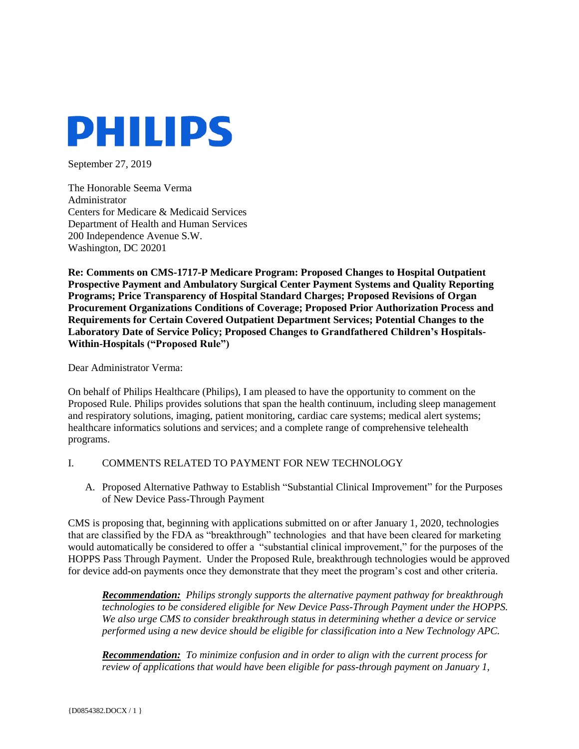PHILIPS

September 27, 2019

The Honorable Seema Verma
Administrator
Centers for Medicare & Medicaid Services
Department of Health and Human Services
200 Independence Avenue S.W.
Washington, DC 20201

**Re: Comments on CMS-1717-P Medicare Program: Proposed Changes to Hospital Outpatient Prospective Payment and Ambulatory Surgical Center Payment Systems and Quality Reporting Programs; Price Transparency of Hospital Standard Charges; Proposed Revisions of Organ Procurement Organizations Conditions of Coverage; Proposed Prior Authorization Process and Requirements for Certain Covered Outpatient Department Services; Potential Changes to the Laboratory Date of Service Policy; Proposed Changes to Grandfathered Children's Hospitals-Within-Hospitals ("Proposed Rule")**

Dear Administrator Verma:

On behalf of Philips Healthcare (Philips), I am pleased to have the opportunity to comment on the Proposed Rule. Philips provides solutions that span the health continuum, including sleep management and respiratory solutions, imaging, patient monitoring, cardiac care systems; medical alert systems; healthcare informatics solutions and services; and a complete range of comprehensive telehealth programs.

## I. COMMENTS RELATED TO PAYMENT FOR NEW TECHNOLOGY

### A. Proposed Alternative Pathway to Establish "Substantial Clinical Improvement" for the Purposes of New Device Pass-Through Payment

CMS is proposing that, beginning with applications submitted on or after January 1, 2020, technologies that are classified by the FDA as "breakthrough" technologies and that have been cleared for marketing would automatically be considered to offer a "substantial clinical improvement," for the purposes of the HOPPS Pass Through Payment. Under the Proposed Rule, breakthrough technologies would be approved for device add-on payments once they demonstrate that they meet the program's cost and other criteria.

> ***Recommendation:*** *Philips strongly supports the alternative payment pathway for breakthrough technologies to be considered eligible for New Device Pass-Through Payment under the HOPPS. We also urge CMS to consider breakthrough status in determining whether a device or service performed using a new device should be eligible for classification into a New Technology APC.*

> ***Recommendation:*** *To minimize confusion and in order to align with the current process for review of applications that would have been eligible for pass-through payment on January 1,*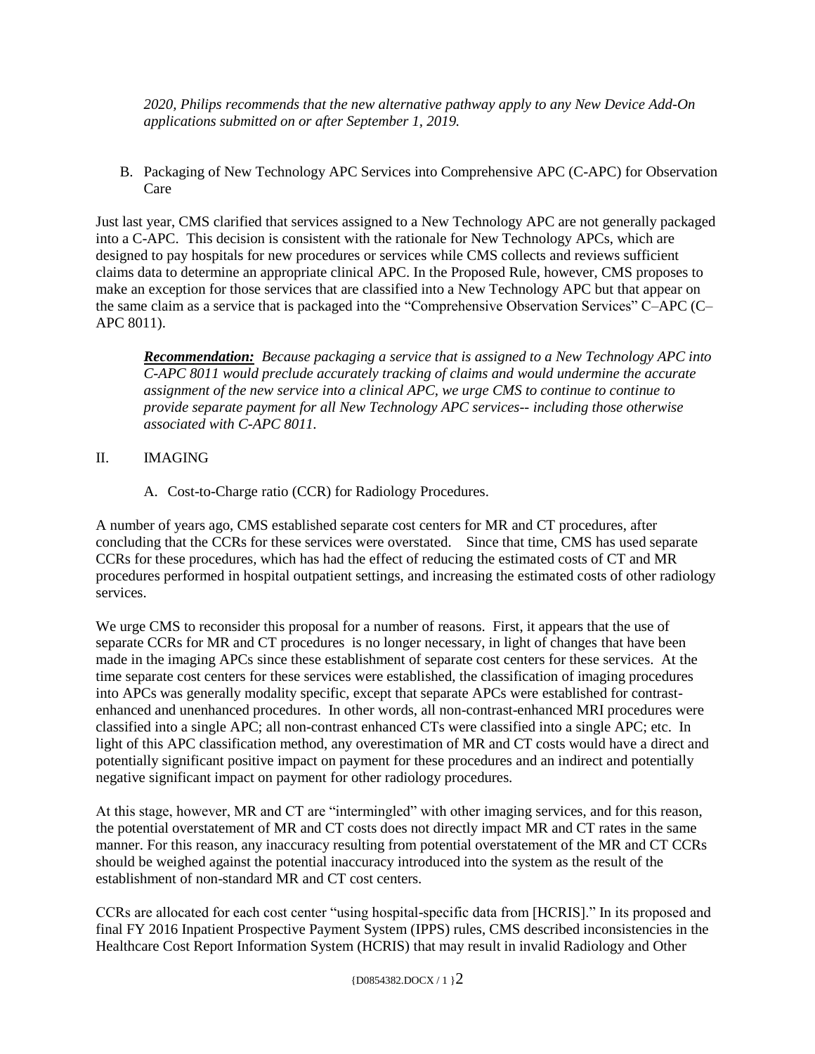*2020, Philips recommends that the new alternative pathway apply to any New Device Add-On applications submitted on or after September 1, 2019.*

B. Packaging of New Technology APC Services into Comprehensive APC (C-APC) for Observation Care

Just last year, CMS clarified that services assigned to a New Technology APC are not generally packaged into a C-APC. This decision is consistent with the rationale for New Technology APCs, which are designed to pay hospitals for new procedures or services while CMS collects and reviews sufficient claims data to determine an appropriate clinical APC. In the Proposed Rule, however, CMS proposes to make an exception for those services that are classified into a New Technology APC but that appear on the same claim as a service that is packaged into the "Comprehensive Observation Services" C–APC (C–APC 8011).

> ***Recommendation:*** *Because packaging a service that is assigned to a New Technology APC into C-APC 8011 would preclude accurately tracking of claims and would undermine the accurate assignment of the new service into a clinical APC, we urge CMS to continue to continue to provide separate payment for all New Technology APC services-- including those otherwise associated with C-APC 8011.*

## II. IMAGING

### A. Cost-to-Charge ratio (CCR) for Radiology Procedures.

A number of years ago, CMS established separate cost centers for MR and CT procedures, after concluding that the CCRs for these services were overstated. Since that time, CMS has used separate CCRs for these procedures, which has had the effect of reducing the estimated costs of CT and MR procedures performed in hospital outpatient settings, and increasing the estimated costs of other radiology services.

We urge CMS to reconsider this proposal for a number of reasons. First, it appears that the use of separate CCRs for MR and CT procedures is no longer necessary, in light of changes that have been made in the imaging APCs since these establishment of separate cost centers for these services. At the time separate cost centers for these services were established, the classification of imaging procedures into APCs was generally modality specific, except that separate APCs were established for contrast-enhanced and unenhanced procedures. In other words, all non-contrast-enhanced MRI procedures were classified into a single APC; all non-contrast enhanced CTs were classified into a single APC; etc. In light of this APC classification method, any overestimation of MR and CT costs would have a direct and potentially significant positive impact on payment for these procedures and an indirect and potentially negative significant impact on payment for other radiology procedures.

At this stage, however, MR and CT are "intermingled" with other imaging services, and for this reason, the potential overstatement of MR and CT costs does not directly impact MR and CT rates in the same manner. For this reason, any inaccuracy resulting from potential overstatement of the MR and CT CCRs should be weighed against the potential inaccuracy introduced into the system as the result of the establishment of non-standard MR and CT cost centers.

CCRs are allocated for each cost center "using hospital-specific data from [HCRIS]." In its proposed and final FY 2016 Inpatient Prospective Payment System (IPPS) rules, CMS described inconsistencies in the Healthcare Cost Report Information System (HCRIS) that may result in invalid Radiology and Other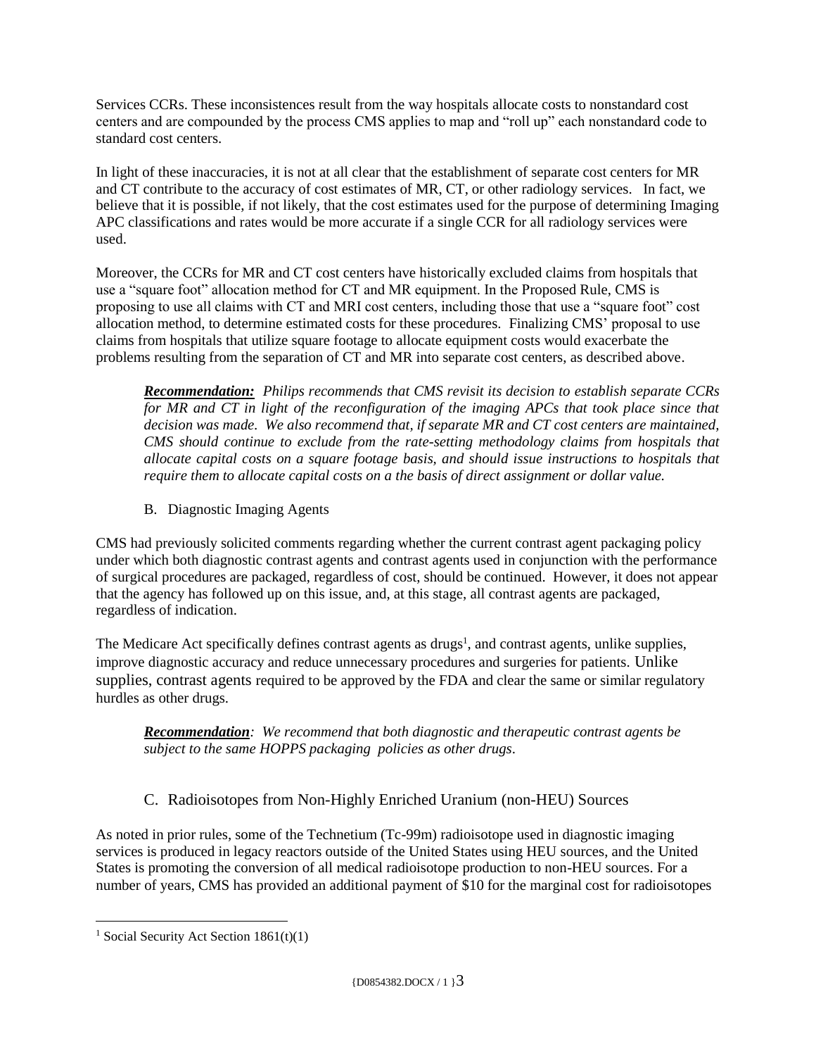Services CCRs. These inconsistences result from the way hospitals allocate costs to nonstandard cost centers and are compounded by the process CMS applies to map and "roll up" each nonstandard code to standard cost centers.

In light of these inaccuracies, it is not at all clear that the establishment of separate cost centers for MR and CT contribute to the accuracy of cost estimates of MR, CT, or other radiology services. In fact, we believe that it is possible, if not likely, that the cost estimates used for the purpose of determining Imaging APC classifications and rates would be more accurate if a single CCR for all radiology services were used.

Moreover, the CCRs for MR and CT cost centers have historically excluded claims from hospitals that use a "square foot" allocation method for CT and MR equipment. In the Proposed Rule, CMS is proposing to use all claims with CT and MRI cost centers, including those that use a "square foot" cost allocation method, to determine estimated costs for these procedures. Finalizing CMS' proposal to use claims from hospitals that utilize square footage to allocate equipment costs would exacerbate the problems resulting from the separation of CT and MR into separate cost centers, as described above.

> ***Recommendation:*** *Philips recommends that CMS revisit its decision to establish separate CCRs for MR and CT in light of the reconfiguration of the imaging APCs that took place since that decision was made. We also recommend that, if separate MR and CT cost centers are maintained, CMS should continue to exclude from the rate-setting methodology claims from hospitals that allocate capital costs on a square footage basis, and should issue instructions to hospitals that require them to allocate capital costs on a the basis of direct assignment or dollar value.*

### B. Diagnostic Imaging Agents

CMS had previously solicited comments regarding whether the current contrast agent packaging policy under which both diagnostic contrast agents and contrast agents used in conjunction with the performance of surgical procedures are packaged, regardless of cost, should be continued. However, it does not appear that the agency has followed up on this issue, and, at this stage, all contrast agents are packaged, regardless of indication.

The Medicare Act specifically defines contrast agents as drugs[1], and contrast agents, unlike supplies, improve diagnostic accuracy and reduce unnecessary procedures and surgeries for patients. Unlike supplies, contrast agents required to be approved by the FDA and clear the same or similar regulatory hurdles as other drugs.

> ***Recommendation****: We recommend that both diagnostic and therapeutic contrast agents be subject to the same HOPPS packaging policies as other drugs*.

### C. Radioisotopes from Non-Highly Enriched Uranium (non-HEU) Sources

As noted in prior rules, some of the Technetium (Tc-99m) radioisotope used in diagnostic imaging services is produced in legacy reactors outside of the United States using HEU sources, and the United States is promoting the conversion of all medical radioisotope production to non-HEU sources. For a number of years, CMS has provided an additional payment of $10 for the marginal cost for radioisotopes

---

[1] Social Security Act Section 1861(t)(1)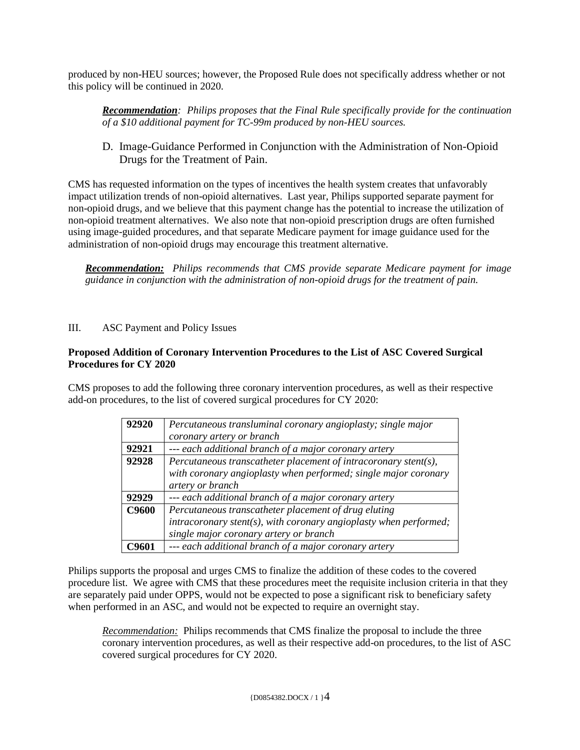produced by non-HEU sources; however, the Proposed Rule does not specifically address whether or not this policy will be continued in 2020.

> ***Recommendation****: Philips proposes that the Final Rule specifically provide for the continuation of a $10 additional payment for TC-99m produced by non-HEU sources.*

### D. Image-Guidance Performed in Conjunction with the Administration of Non-Opioid Drugs for the Treatment of Pain.

CMS has requested information on the types of incentives the health system creates that unfavorably impact utilization trends of non-opioid alternatives. Last year, Philips supported separate payment for non-opioid drugs, and we believe that this payment change has the potential to increase the utilization of non-opioid treatment alternatives. We also note that non-opioid prescription drugs are often furnished using image-guided procedures, and that separate Medicare payment for image guidance used for the administration of non-opioid drugs may encourage this treatment alternative.

> ***Recommendation:*** *Philips recommends that CMS provide separate Medicare payment for image guidance in conjunction with the administration of non-opioid drugs for the treatment of pain.*

## III. ASC Payment and Policy Issues

**Proposed Addition of Coronary Intervention Procedures to the List of ASC Covered Surgical Procedures for CY 2020**

CMS proposes to add the following three coronary intervention procedures, as well as their respective add-on procedures, to the list of covered surgical procedures for CY 2020:

| Code | Description |
|---|---|
| **92920** | *Percutaneous transluminal coronary angioplasty; single major coronary artery or branch* |
| **92921** | *--- each additional branch of a major coronary artery* |
| **92928** | *Percutaneous transcatheter placement of intracoronary stent(s), with coronary angioplasty when performed; single major coronary artery or branch* |
| **92929** | *--- each additional branch of a major coronary artery* |
| **C9600** | *Percutaneous transcatheter placement of drug eluting intracoronary stent(s), with coronary angioplasty when performed; single major coronary artery or branch* |
| **C9601** | *--- each additional branch of a major coronary artery* |

Philips supports the proposal and urges CMS to finalize the addition of these codes to the covered procedure list. We agree with CMS that these procedures meet the requisite inclusion criteria in that they are separately paid under OPPS, would not be expected to pose a significant risk to beneficiary safety when performed in an ASC, and would not be expected to require an overnight stay.

> *Recommendation:* Philips recommends that CMS finalize the proposal to include the three coronary intervention procedures, as well as their respective add-on procedures, to the list of ASC covered surgical procedures for CY 2020.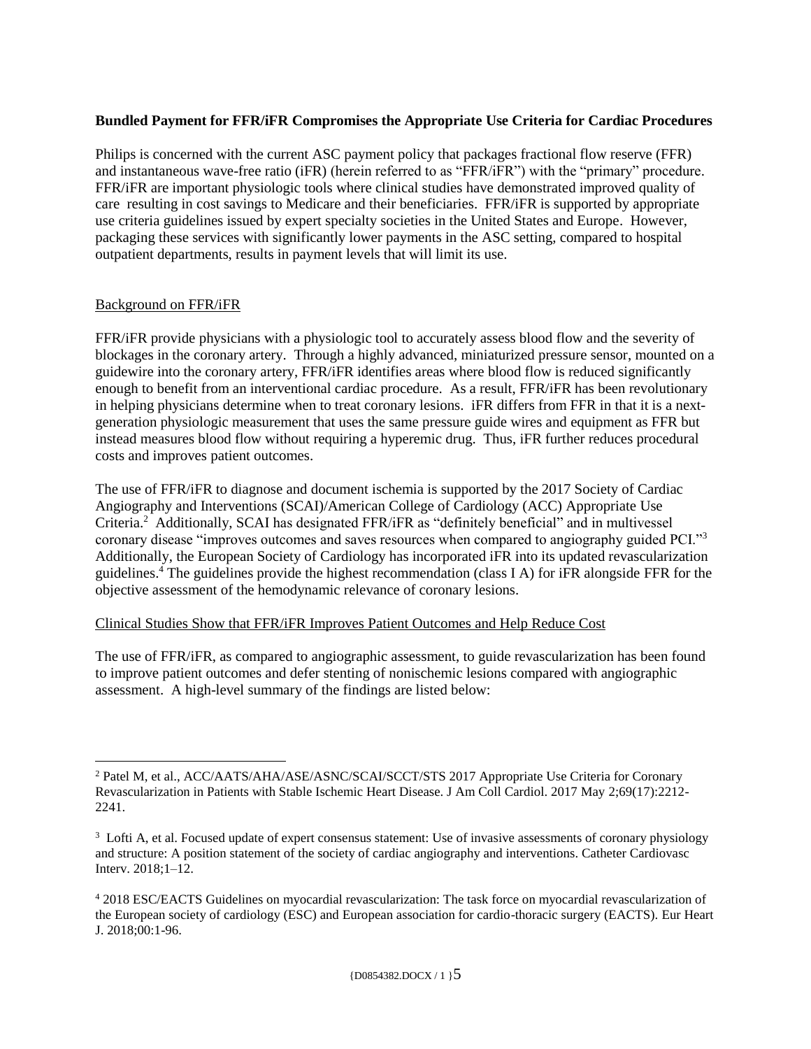**Bundled Payment for FFR/iFR Compromises the Appropriate Use Criteria for Cardiac Procedures**

Philips is concerned with the current ASC payment policy that packages fractional flow reserve (FFR) and instantaneous wave-free ratio (iFR) (herein referred to as "FFR/iFR") with the "primary" procedure. FFR/iFR are important physiologic tools where clinical studies have demonstrated improved quality of care resulting in cost savings to Medicare and their beneficiaries. FFR/iFR is supported by appropriate use criteria guidelines issued by expert specialty societies in the United States and Europe. However, packaging these services with significantly lower payments in the ASC setting, compared to hospital outpatient departments, results in payment levels that will limit its use.

Background on FFR/iFR

FFR/iFR provide physicians with a physiologic tool to accurately assess blood flow and the severity of blockages in the coronary artery. Through a highly advanced, miniaturized pressure sensor, mounted on a guidewire into the coronary artery, FFR/iFR identifies areas where blood flow is reduced significantly enough to benefit from an interventional cardiac procedure. As a result, FFR/iFR has been revolutionary in helping physicians determine when to treat coronary lesions. iFR differs from FFR in that it is a next-generation physiologic measurement that uses the same pressure guide wires and equipment as FFR but instead measures blood flow without requiring a hyperemic drug. Thus, iFR further reduces procedural costs and improves patient outcomes.

The use of FFR/iFR to diagnose and document ischemia is supported by the 2017 Society of Cardiac Angiography and Interventions (SCAI)/American College of Cardiology (ACC) Appropriate Use Criteria.[2] Additionally, SCAI has designated FFR/iFR as "definitely beneficial" and in multivessel coronary disease "improves outcomes and saves resources when compared to angiography guided PCI."[3] Additionally, the European Society of Cardiology has incorporated iFR into its updated revascularization guidelines.[4] The guidelines provide the highest recommendation (class I A) for iFR alongside FFR for the objective assessment of the hemodynamic relevance of coronary lesions.

Clinical Studies Show that FFR/iFR Improves Patient Outcomes and Help Reduce Cost

The use of FFR/iFR, as compared to angiographic assessment, to guide revascularization has been found to improve patient outcomes and defer stenting of nonischemic lesions compared with angiographic assessment. A high-level summary of the findings are listed below:

---

[2] Patel M, et al., ACC/AATS/AHA/ASE/ASNC/SCAI/SCCT/STS 2017 Appropriate Use Criteria for Coronary Revascularization in Patients with Stable Ischemic Heart Disease. J Am Coll Cardiol. 2017 May 2;69(17):2212-2241.

[3] Lofti A, et al. Focused update of expert consensus statement: Use of invasive assessments of coronary physiology and structure: A position statement of the society of cardiac angiography and interventions. Catheter Cardiovasc Interv. 2018;1–12.

[4] 2018 ESC/EACTS Guidelines on myocardial revascularization: The task force on myocardial revascularization of the European society of cardiology (ESC) and European association for cardio-thoracic surgery (EACTS). Eur Heart J. 2018;00:1-96.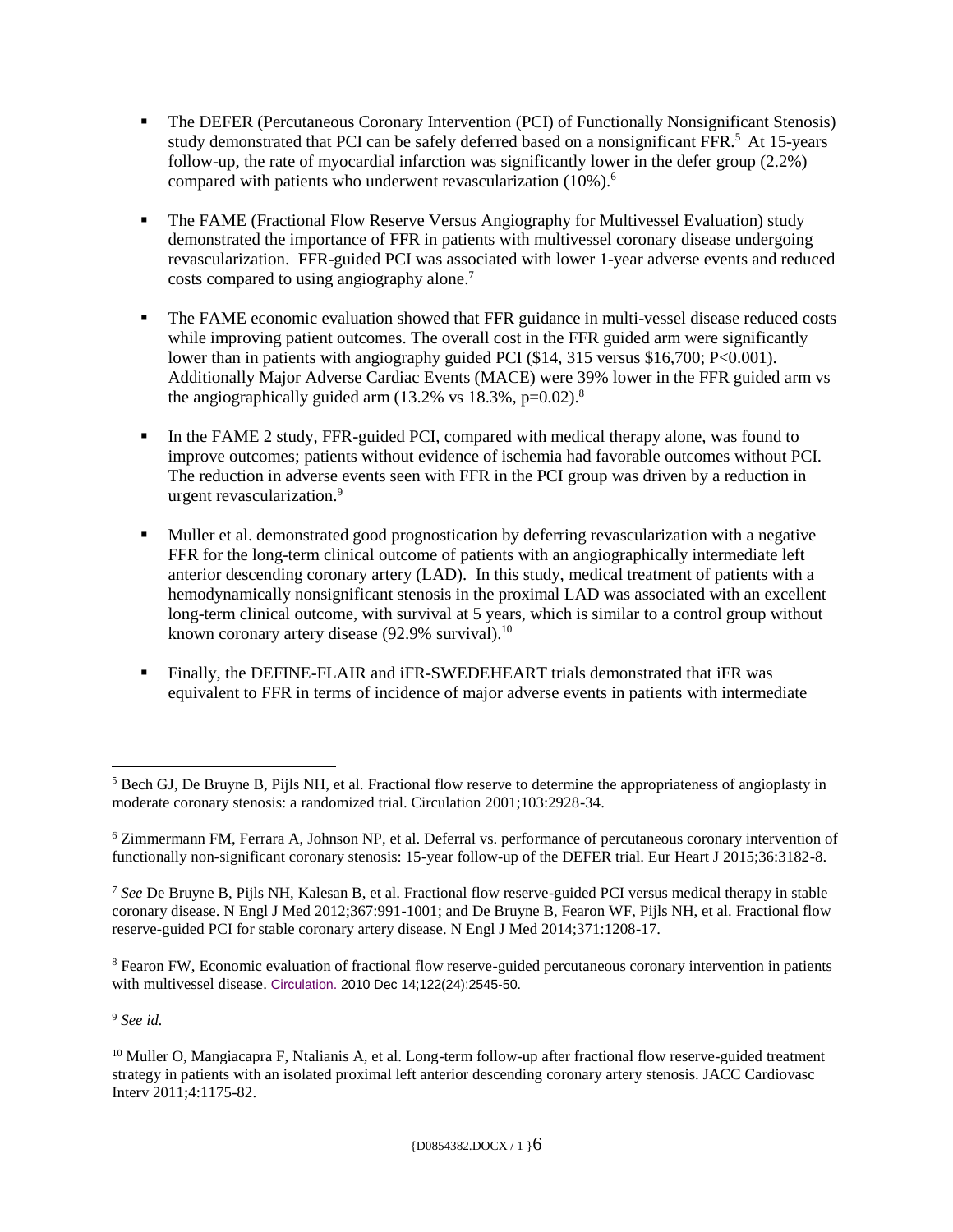- The DEFER (Percutaneous Coronary Intervention (PCI) of Functionally Nonsignificant Stenosis) study demonstrated that PCI can be safely deferred based on a nonsignificant FFR.[5] At 15-years follow-up, the rate of myocardial infarction was significantly lower in the defer group (2.2%) compared with patients who underwent revascularization (10%).[6]

- The FAME (Fractional Flow Reserve Versus Angiography for Multivessel Evaluation) study demonstrated the importance of FFR in patients with multivessel coronary disease undergoing revascularization. FFR-guided PCI was associated with lower 1-year adverse events and reduced costs compared to using angiography alone.[7]

- The FAME economic evaluation showed that FFR guidance in multi-vessel disease reduced costs while improving patient outcomes. The overall cost in the FFR guided arm were significantly lower than in patients with angiography guided PCI ($14, 315 versus $16,700; P<0.001). Additionally Major Adverse Cardiac Events (MACE) were 39% lower in the FFR guided arm vs the angiographically guided arm (13.2% vs 18.3%, p=0.02).[8]

- In the FAME 2 study, FFR-guided PCI, compared with medical therapy alone, was found to improve outcomes; patients without evidence of ischemia had favorable outcomes without PCI. The reduction in adverse events seen with FFR in the PCI group was driven by a reduction in urgent revascularization.[9]

- Muller et al. demonstrated good prognostication by deferring revascularization with a negative FFR for the long-term clinical outcome of patients with an angiographically intermediate left anterior descending coronary artery (LAD). In this study, medical treatment of patients with a hemodynamically nonsignificant stenosis in the proximal LAD was associated with an excellent long-term clinical outcome, with survival at 5 years, which is similar to a control group without known coronary artery disease (92.9% survival).[10]

- Finally, the DEFINE-FLAIR and iFR-SWEDEHEART trials demonstrated that iFR was equivalent to FFR in terms of incidence of major adverse events in patients with intermediate

---

[5] Bech GJ, De Bruyne B, Pijls NH, et al. Fractional flow reserve to determine the appropriateness of angioplasty in moderate coronary stenosis: a randomized trial. Circulation 2001;103:2928-34.

[6] Zimmermann FM, Ferrara A, Johnson NP, et al. Deferral vs. performance of percutaneous coronary intervention of functionally non-significant coronary stenosis: 15-year follow-up of the DEFER trial. Eur Heart J 2015;36:3182-8.

[7] *See* De Bruyne B, Pijls NH, Kalesan B, et al. Fractional flow reserve-guided PCI versus medical therapy in stable coronary disease. N Engl J Med 2012;367:991-1001; and De Bruyne B, Fearon WF, Pijls NH, et al. Fractional flow reserve-guided PCI for stable coronary artery disease. N Engl J Med 2014;371:1208-17.

[8] Fearon FW, Economic evaluation of fractional flow reserve-guided percutaneous coronary intervention in patients with multivessel disease. Circulation. 2010 Dec 14;122(24):2545-50.

[9] *See id.*

[10] Muller O, Mangiacapra F, Ntalianis A, et al. Long-term follow-up after fractional flow reserve-guided treatment strategy in patients with an isolated proximal left anterior descending coronary artery stenosis. JACC Cardiovasc Interv 2011;4:1175-82.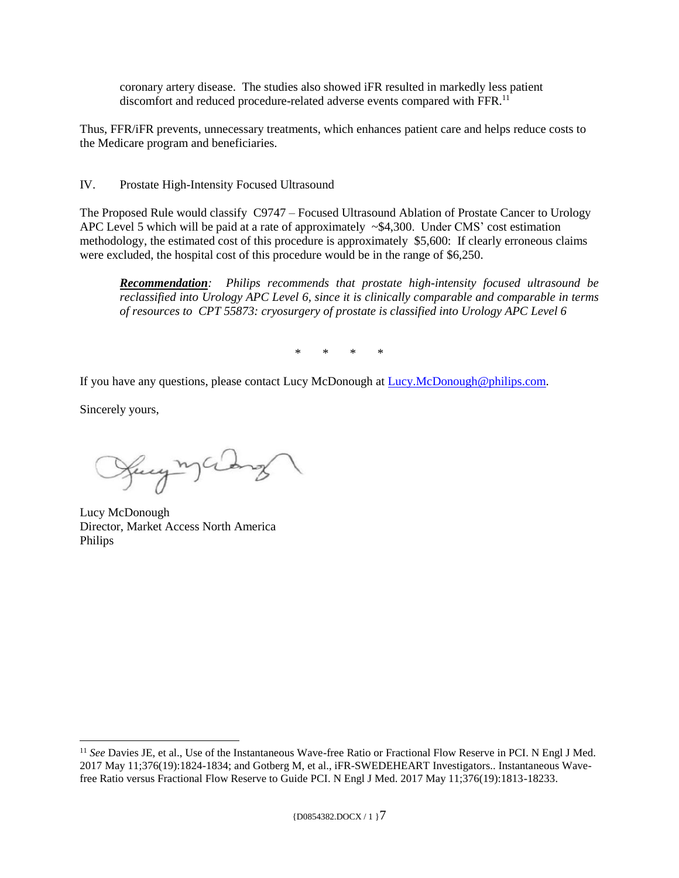coronary artery disease. The studies also showed iFR resulted in markedly less patient discomfort and reduced procedure-related adverse events compared with FFR.[11]

Thus, FFR/iFR prevents, unnecessary treatments, which enhances patient care and helps reduce costs to the Medicare program and beneficiaries.

IV. Prostate High-Intensity Focused Ultrasound

The Proposed Rule would classify C9747 – Focused Ultrasound Ablation of Prostate Cancer to Urology APC Level 5 which will be paid at a rate of approximately ~$4,300. Under CMS' cost estimation methodology, the estimated cost of this procedure is approximately $5,600: If clearly erroneous claims were excluded, the hospital cost of this procedure would be in the range of $6,250.

> ***Recommendation****: Philips recommends that prostate high-intensity focused ultrasound be reclassified into Urology APC Level 6, since it is clinically comparable and comparable in terms of resources to CPT 55873: cryosurgery of prostate is classified into Urology APC Level 6*

\* \* \* \*

If you have any questions, please contact Lucy McDonough at [Lucy.McDonough@philips.com](mailto:Lucy.McDonough@philips.com).

Sincerely yours,

Lucy McDonough
Director, Market Access North America
Philips

---

[11] *See* Davies JE, et al., Use of the Instantaneous Wave-free Ratio or Fractional Flow Reserve in PCI. N Engl J Med. 2017 May 11;376(19):1824-1834; and Gotberg M, et al., iFR-SWEDEHEART Investigators.. Instantaneous Wave-free Ratio versus Fractional Flow Reserve to Guide PCI. N Engl J Med. 2017 May 11;376(19):1813-18233.